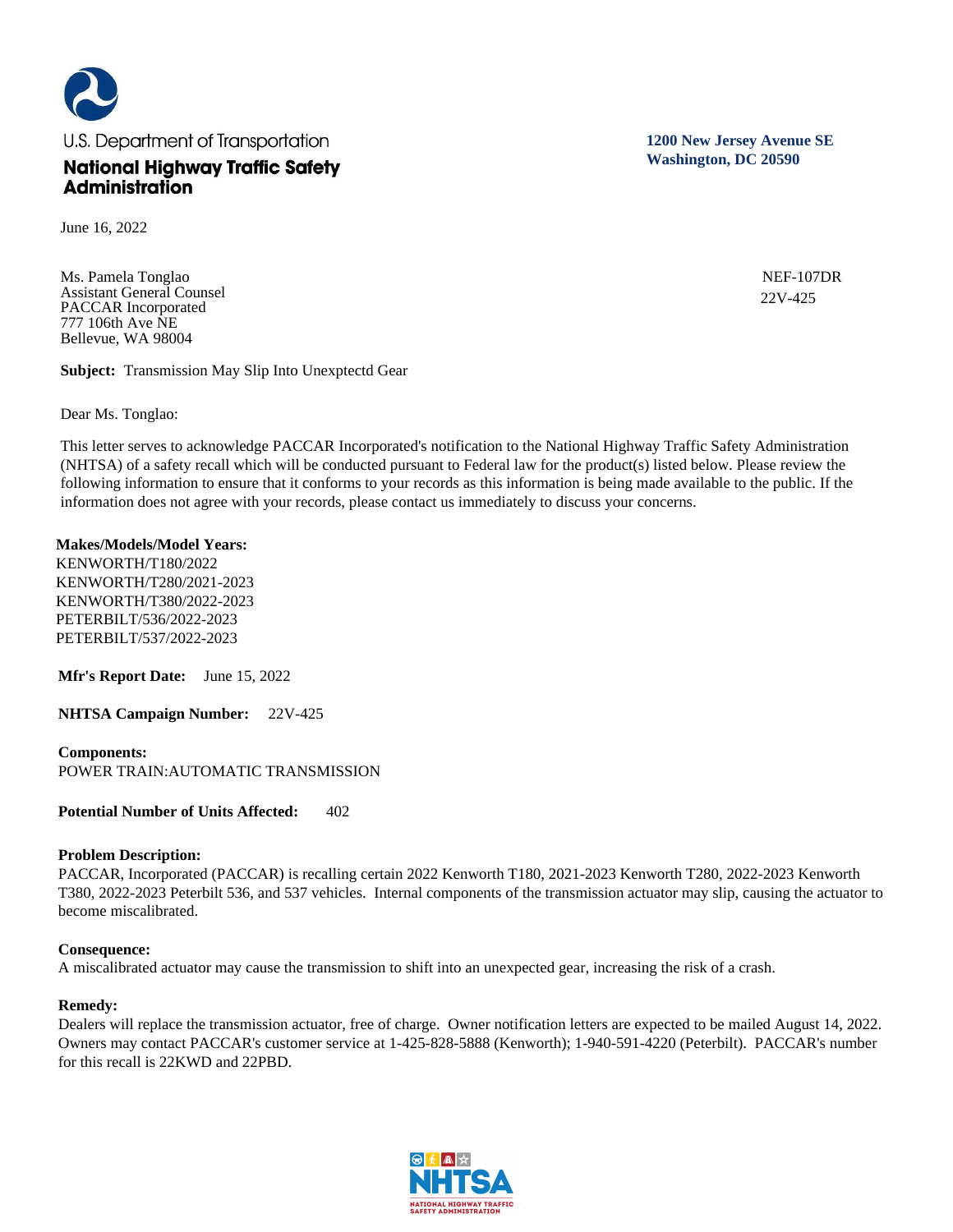U.S. Department of Transportation

**National Highway Traffic Safety Administration**

**1200 New Jersey Avenue SE**
**Washington, DC 20590**

June 16, 2022

Ms. Pamela Tonglao
Assistant General Counsel
PACCAR Incorporated
777 106th Ave NE
Bellevue, WA 98004

NEF-107DR
22V-425

**Subject:** Transmission May Slip Into Unexptectd Gear

Dear Ms. Tonglao:

This letter serves to acknowledge PACCAR Incorporated's notification to the National Highway Traffic Safety Administration (NHTSA) of a safety recall which will be conducted pursuant to Federal law for the product(s) listed below. Please review the following information to ensure that it conforms to your records as this information is being made available to the public. If the information does not agree with your records, please contact us immediately to discuss your concerns.

**Makes/Models/Model Years:**
KENWORTH/T180/2022
KENWORTH/T280/2021-2023
KENWORTH/T380/2022-2023
PETERBILT/536/2022-2023
PETERBILT/537/2022-2023

**Mfr's Report Date:** June 15, 2022

**NHTSA Campaign Number:** 22V-425

**Components:**
POWER TRAIN:AUTOMATIC TRANSMISSION

**Potential Number of Units Affected:** 402

**Problem Description:**
PACCAR, Incorporated (PACCAR) is recalling certain 2022 Kenworth T180, 2021-2023 Kenworth T280, 2022-2023 Kenworth T380, 2022-2023 Peterbilt 536, and 537 vehicles. Internal components of the transmission actuator may slip, causing the actuator to become miscalibrated.

**Consequence:**
A miscalibrated actuator may cause the transmission to shift into an unexpected gear, increasing the risk of a crash.

**Remedy:**
Dealers will replace the transmission actuator, free of charge. Owner notification letters are expected to be mailed August 14, 2022. Owners may contact PACCAR's customer service at 1-425-828-5888 (Kenworth); 1-940-591-4220 (Peterbilt). PACCAR's number for this recall is 22KWD and 22PBD.

NHTSA
NATIONAL HIGHWAY TRAFFIC SAFETY ADMINISTRATION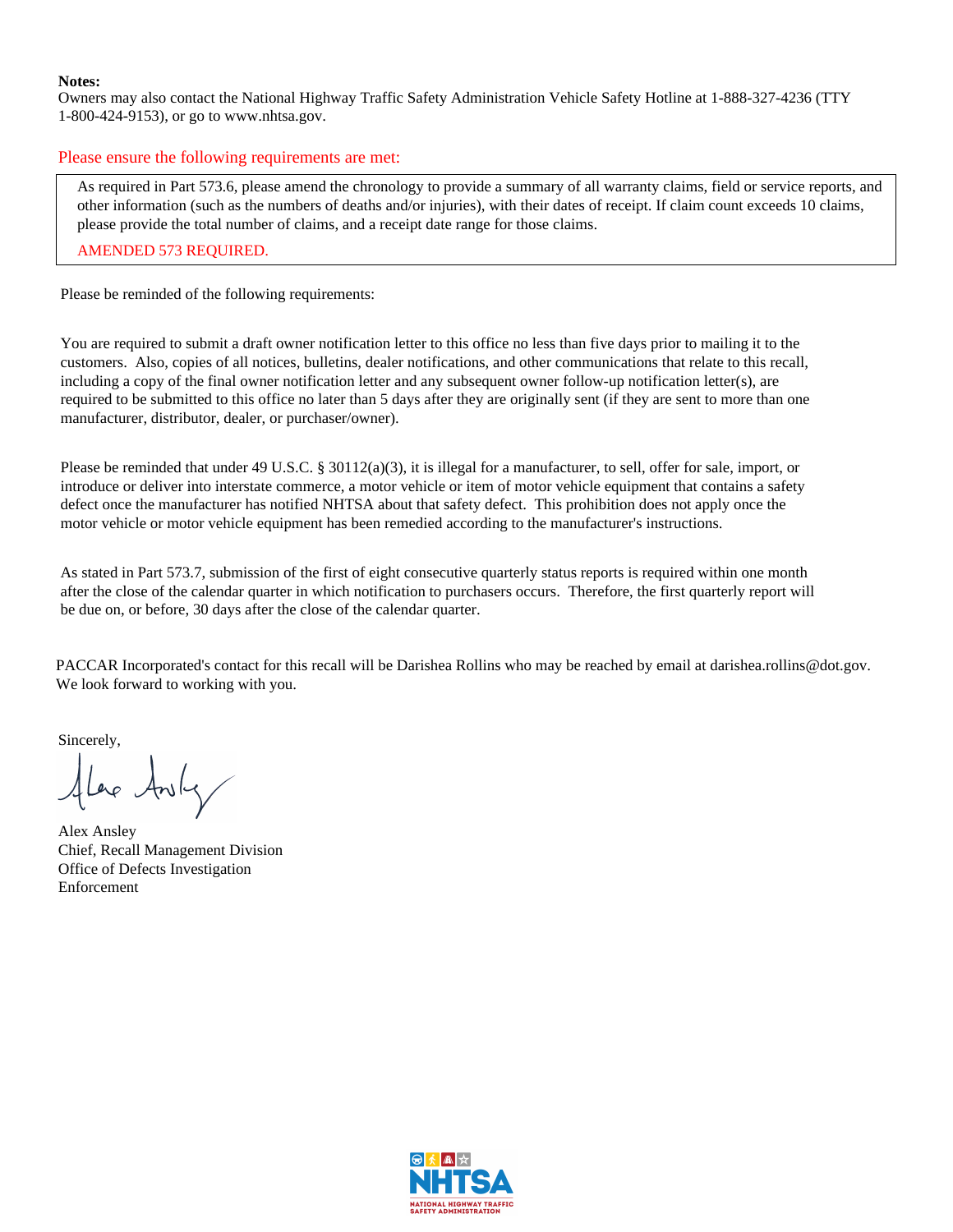**Notes:**
Owners may also contact the National Highway Traffic Safety Administration Vehicle Safety Hotline at 1-888-327-4236 (TTY 1-800-424-9153), or go to www.nhtsa.gov.

Please ensure the following requirements are met:

> As required in Part 573.6, please amend the chronology to provide a summary of all warranty claims, field or service reports, and other information (such as the numbers of deaths and/or injuries), with their dates of receipt. If claim count exceeds 10 claims, please provide the total number of claims, and a receipt date range for those claims.
>
> AMENDED 573 REQUIRED.

Please be reminded of the following requirements:

You are required to submit a draft owner notification letter to this office no less than five days prior to mailing it to the customers. Also, copies of all notices, bulletins, dealer notifications, and other communications that relate to this recall, including a copy of the final owner notification letter and any subsequent owner follow-up notification letter(s), are required to be submitted to this office no later than 5 days after they are originally sent (if they are sent to more than one manufacturer, distributor, dealer, or purchaser/owner).

Please be reminded that under 49 U.S.C. § 30112(a)(3), it is illegal for a manufacturer, to sell, offer for sale, import, or introduce or deliver into interstate commerce, a motor vehicle or item of motor vehicle equipment that contains a safety defect once the manufacturer has notified NHTSA about that safety defect. This prohibition does not apply once the motor vehicle or motor vehicle equipment has been remedied according to the manufacturer's instructions.

As stated in Part 573.7, submission of the first of eight consecutive quarterly status reports is required within one month after the close of the calendar quarter in which notification to purchasers occurs. Therefore, the first quarterly report will be due on, or before, 30 days after the close of the calendar quarter.

PACCAR Incorporated's contact for this recall will be Darishea Rollins who may be reached by email at darishea.rollins@dot.gov. We look forward to working with you.

Sincerely,

Alex Ansley
Chief, Recall Management Division
Office of Defects Investigation
Enforcement